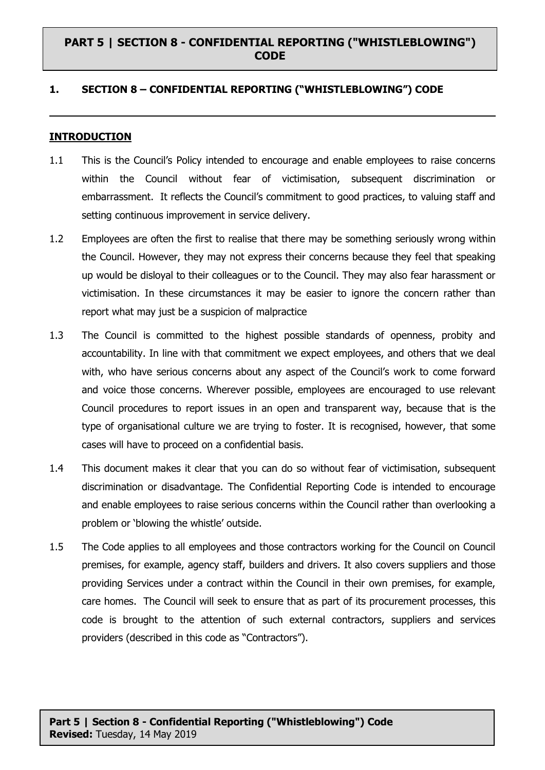# PART 5 | SECTION 8 - CONFIDENTIAL REPORTING ("WHISTLEBLOWING") CODE

## 1. SECTION 8 – CONFIDENTIAL REPORTING ("WHISTLEBLOWING") CODE

---

### INTRODUCTION

1.1 This is the Council's Policy intended to encourage and enable employees to raise concerns within the Council without fear of victimisation, subsequent discrimination or embarrassment. It reflects the Council's commitment to good practices, to valuing staff and setting continuous improvement in service delivery.

1.2 Employees are often the first to realise that there may be something seriously wrong within the Council. However, they may not express their concerns because they feel that speaking up would be disloyal to their colleagues or to the Council. They may also fear harassment or victimisation. In these circumstances it may be easier to ignore the concern rather than report what may just be a suspicion of malpractice

1.3 The Council is committed to the highest possible standards of openness, probity and accountability. In line with that commitment we expect employees, and others that we deal with, who have serious concerns about any aspect of the Council's work to come forward and voice those concerns. Wherever possible, employees are encouraged to use relevant Council procedures to report issues in an open and transparent way, because that is the type of organisational culture we are trying to foster. It is recognised, however, that some cases will have to proceed on a confidential basis.

1.4 This document makes it clear that you can do so without fear of victimisation, subsequent discrimination or disadvantage. The Confidential Reporting Code is intended to encourage and enable employees to raise serious concerns within the Council rather than overlooking a problem or 'blowing the whistle' outside.

1.5 The Code applies to all employees and those contractors working for the Council on Council premises, for example, agency staff, builders and drivers. It also covers suppliers and those providing Services under a contract within the Council in their own premises, for example, care homes. The Council will seek to ensure that as part of its procurement processes, this code is brought to the attention of such external contractors, suppliers and services providers (described in this code as "Contractors").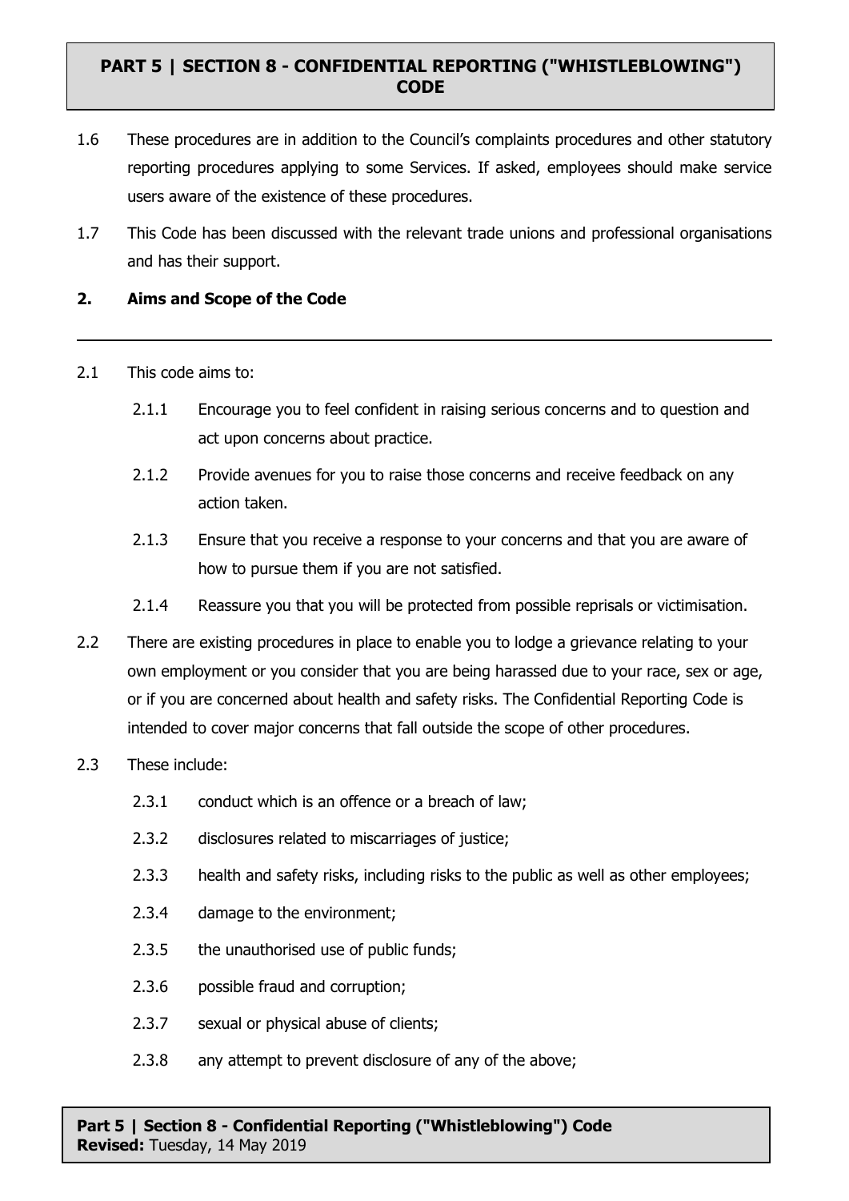1.6 These procedures are in addition to the Council's complaints procedures and other statutory reporting procedures applying to some Services. If asked, employees should make service users aware of the existence of these procedures.

1.7 This Code has been discussed with the relevant trade unions and professional organisations and has their support.

## 2. Aims and Scope of the Code

2.1 This code aims to:

- 2.1.1 Encourage you to feel confident in raising serious concerns and to question and act upon concerns about practice.
- 2.1.2 Provide avenues for you to raise those concerns and receive feedback on any action taken.
- 2.1.3 Ensure that you receive a response to your concerns and that you are aware of how to pursue them if you are not satisfied.
- 2.1.4 Reassure you that you will be protected from possible reprisals or victimisation.

2.2 There are existing procedures in place to enable you to lodge a grievance relating to your own employment or you consider that you are being harassed due to your race, sex or age, or if you are concerned about health and safety risks. The Confidential Reporting Code is intended to cover major concerns that fall outside the scope of other procedures.

2.3 These include:

- 2.3.1 conduct which is an offence or a breach of law;
- 2.3.2 disclosures related to miscarriages of justice;
- 2.3.3 health and safety risks, including risks to the public as well as other employees;
- 2.3.4 damage to the environment;
- 2.3.5 the unauthorised use of public funds;
- 2.3.6 possible fraud and corruption;
- 2.3.7 sexual or physical abuse of clients;
- 2.3.8 any attempt to prevent disclosure of any of the above;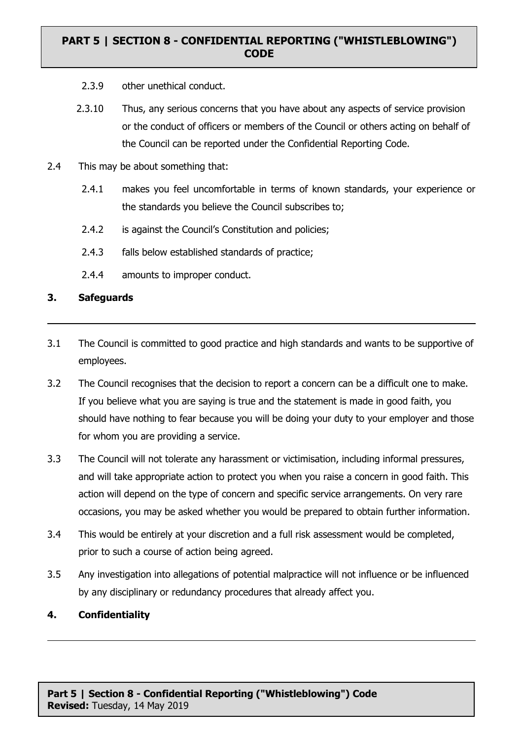2.3.9 other unethical conduct.

2.3.10 Thus, any serious concerns that you have about any aspects of service provision or the conduct of officers or members of the Council or others acting on behalf of the Council can be reported under the Confidential Reporting Code.

2.4 This may be about something that:

2.4.1 makes you feel uncomfortable in terms of known standards, your experience or the standards you believe the Council subscribes to;

2.4.2 is against the Council's Constitution and policies;

2.4.3 falls below established standards of practice;

2.4.4 amounts to improper conduct.

## 3. Safeguards

3.1 The Council is committed to good practice and high standards and wants to be supportive of employees.

3.2 The Council recognises that the decision to report a concern can be a difficult one to make. If you believe what you are saying is true and the statement is made in good faith, you should have nothing to fear because you will be doing your duty to your employer and those for whom you are providing a service.

3.3 The Council will not tolerate any harassment or victimisation, including informal pressures, and will take appropriate action to protect you when you raise a concern in good faith. This action will depend on the type of concern and specific service arrangements. On very rare occasions, you may be asked whether you would be prepared to obtain further information.

3.4 This would be entirely at your discretion and a full risk assessment would be completed, prior to such a course of action being agreed.

3.5 Any investigation into allegations of potential malpractice will not influence or be influenced by any disciplinary or redundancy procedures that already affect you.

## 4. Confidentiality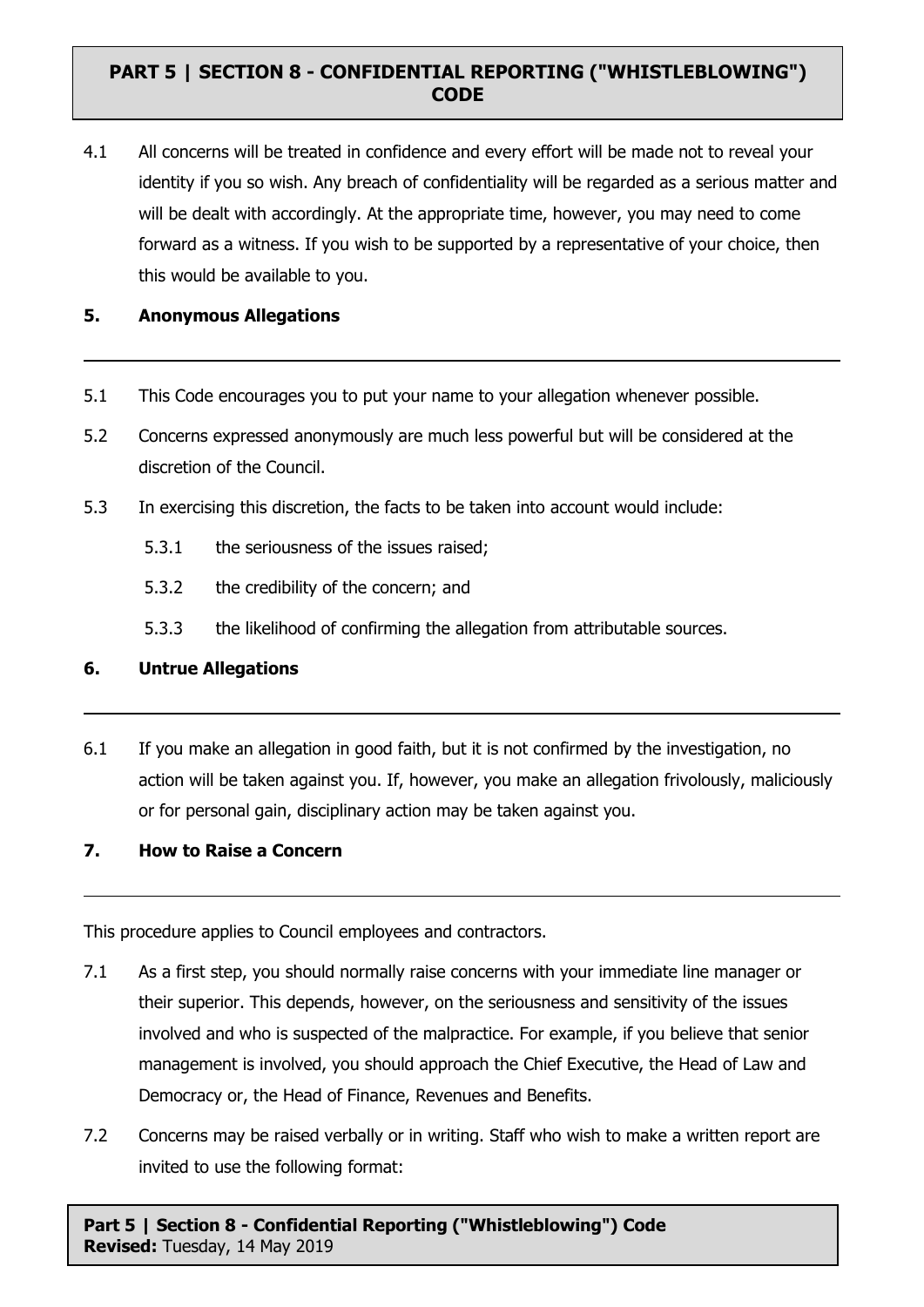4.1 All concerns will be treated in confidence and every effort will be made not to reveal your identity if you so wish. Any breach of confidentiality will be regarded as a serious matter and will be dealt with accordingly. At the appropriate time, however, you may need to come forward as a witness. If you wish to be supported by a representative of your choice, then this would be available to you.

## 5. Anonymous Allegations

5.1 This Code encourages you to put your name to your allegation whenever possible.

5.2 Concerns expressed anonymously are much less powerful but will be considered at the discretion of the Council.

5.3 In exercising this discretion, the facts to be taken into account would include:

- 5.3.1 the seriousness of the issues raised;
- 5.3.2 the credibility of the concern; and
- 5.3.3 the likelihood of confirming the allegation from attributable sources.

## 6. Untrue Allegations

6.1 If you make an allegation in good faith, but it is not confirmed by the investigation, no action will be taken against you. If, however, you make an allegation frivolously, maliciously or for personal gain, disciplinary action may be taken against you.

## 7. How to Raise a Concern

This procedure applies to Council employees and contractors.

7.1 As a first step, you should normally raise concerns with your immediate line manager or their superior. This depends, however, on the seriousness and sensitivity of the issues involved and who is suspected of the malpractice. For example, if you believe that senior management is involved, you should approach the Chief Executive, the Head of Law and Democracy or, the Head of Finance, Revenues and Benefits.

7.2 Concerns may be raised verbally or in writing. Staff who wish to make a written report are invited to use the following format: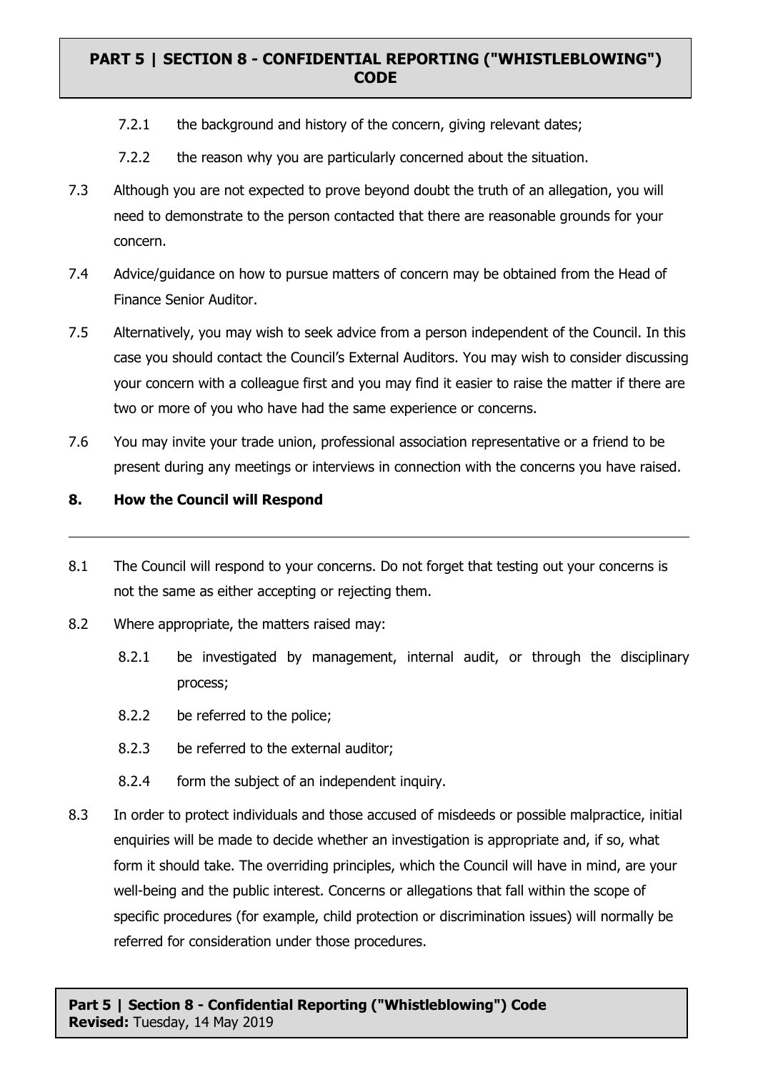7.2.1 the background and history of the concern, giving relevant dates;

7.2.2 the reason why you are particularly concerned about the situation.

7.3 Although you are not expected to prove beyond doubt the truth of an allegation, you will need to demonstrate to the person contacted that there are reasonable grounds for your concern.

7.4 Advice/guidance on how to pursue matters of concern may be obtained from the Head of Finance Senior Auditor.

7.5 Alternatively, you may wish to seek advice from a person independent of the Council. In this case you should contact the Council's External Auditors. You may wish to consider discussing your concern with a colleague first and you may find it easier to raise the matter if there are two or more of you who have had the same experience or concerns.

7.6 You may invite your trade union, professional association representative or a friend to be present during any meetings or interviews in connection with the concerns you have raised.

## 8. How the Council will Respond

8.1 The Council will respond to your concerns. Do not forget that testing out your concerns is not the same as either accepting or rejecting them.

8.2 Where appropriate, the matters raised may:

8.2.1 be investigated by management, internal audit, or through the disciplinary process;

8.2.2 be referred to the police;

8.2.3 be referred to the external auditor;

8.2.4 form the subject of an independent inquiry.

8.3 In order to protect individuals and those accused of misdeeds or possible malpractice, initial enquiries will be made to decide whether an investigation is appropriate and, if so, what form it should take. The overriding principles, which the Council will have in mind, are your well-being and the public interest. Concerns or allegations that fall within the scope of specific procedures (for example, child protection or discrimination issues) will normally be referred for consideration under those procedures.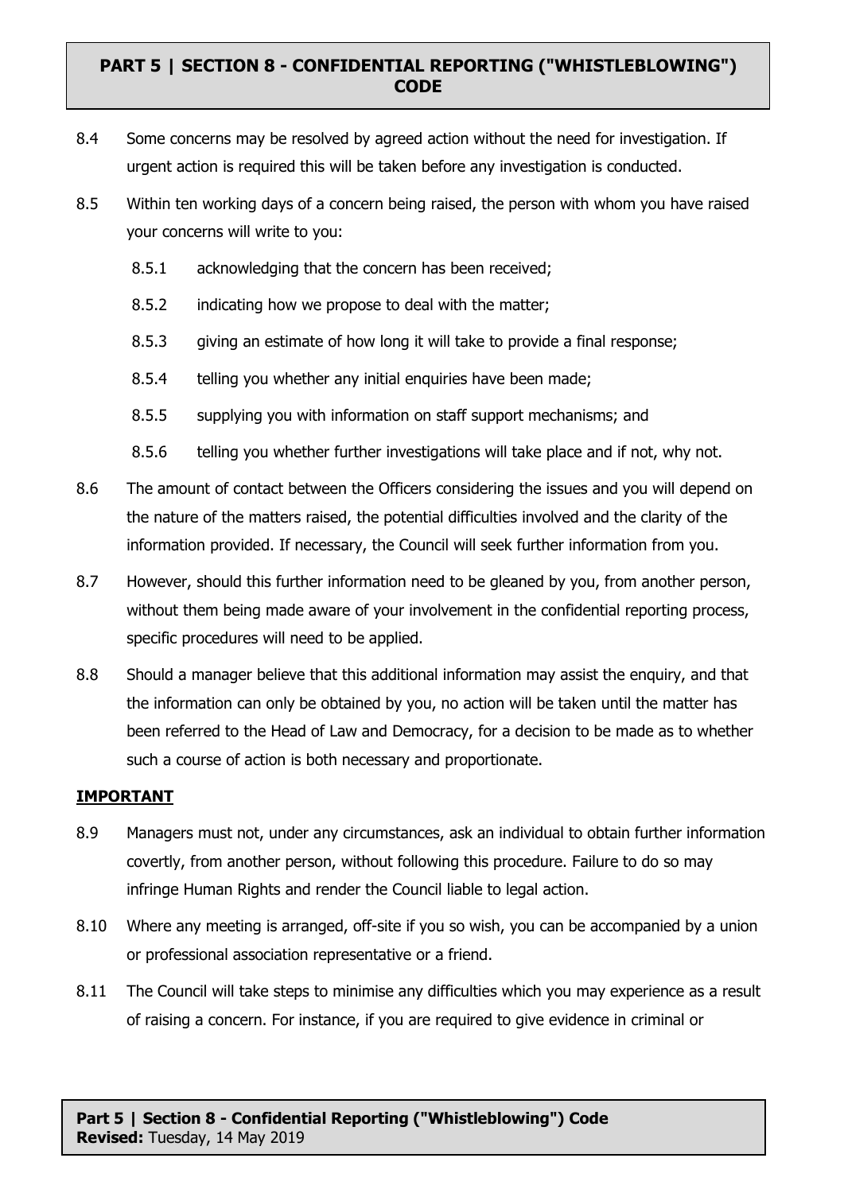8.4 Some concerns may be resolved by agreed action without the need for investigation. If urgent action is required this will be taken before any investigation is conducted.

8.5 Within ten working days of a concern being raised, the person with whom you have raised your concerns will write to you:

- 8.5.1 acknowledging that the concern has been received;
- 8.5.2 indicating how we propose to deal with the matter;
- 8.5.3 giving an estimate of how long it will take to provide a final response;
- 8.5.4 telling you whether any initial enquiries have been made;
- 8.5.5 supplying you with information on staff support mechanisms; and
- 8.5.6 telling you whether further investigations will take place and if not, why not.

8.6 The amount of contact between the Officers considering the issues and you will depend on the nature of the matters raised, the potential difficulties involved and the clarity of the information provided. If necessary, the Council will seek further information from you.

8.7 However, should this further information need to be gleaned by you, from another person, without them being made aware of your involvement in the confidential reporting process, specific procedures will need to be applied.

8.8 Should a manager believe that this additional information may assist the enquiry, and that the information can only be obtained by you, no action will be taken until the matter has been referred to the Head of Law and Democracy, for a decision to be made as to whether such a course of action is both necessary and proportionate.

**IMPORTANT**

8.9 Managers must not, under any circumstances, ask an individual to obtain further information covertly, from another person, without following this procedure. Failure to do so may infringe Human Rights and render the Council liable to legal action.

8.10 Where any meeting is arranged, off-site if you so wish, you can be accompanied by a union or professional association representative or a friend.

8.11 The Council will take steps to minimise any difficulties which you may experience as a result of raising a concern. For instance, if you are required to give evidence in criminal or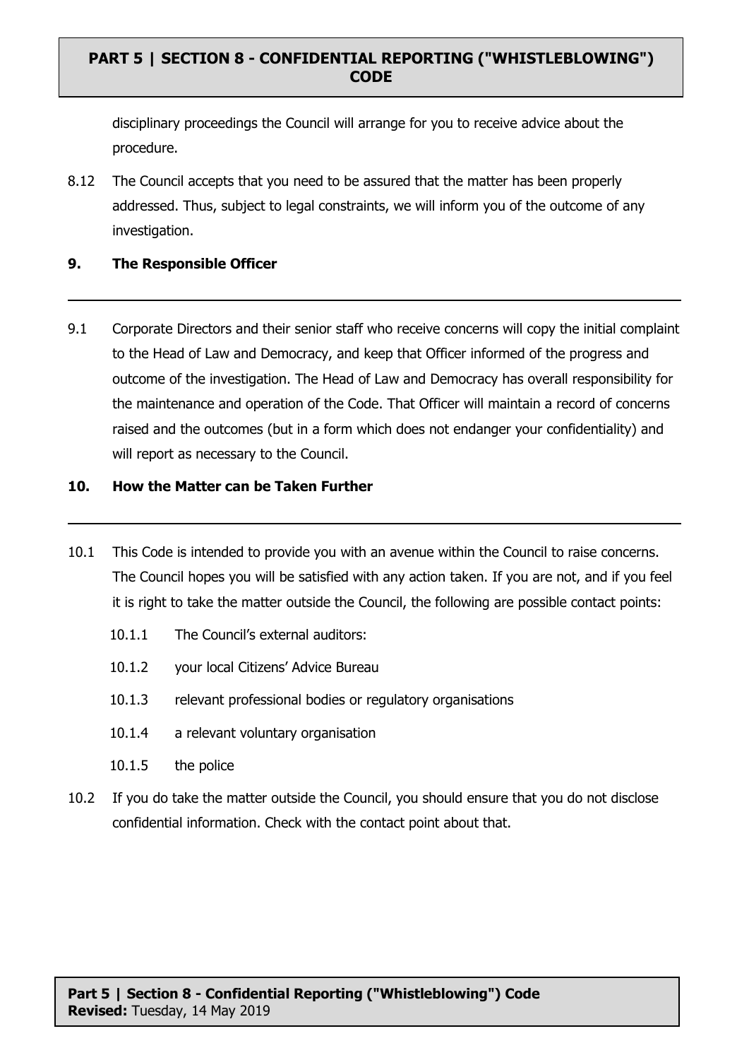disciplinary proceedings the Council will arrange for you to receive advice about the procedure.

8.12 The Council accepts that you need to be assured that the matter has been properly addressed. Thus, subject to legal constraints, we will inform you of the outcome of any investigation.

## 9. The Responsible Officer

9.1 Corporate Directors and their senior staff who receive concerns will copy the initial complaint to the Head of Law and Democracy, and keep that Officer informed of the progress and outcome of the investigation. The Head of Law and Democracy has overall responsibility for the maintenance and operation of the Code. That Officer will maintain a record of concerns raised and the outcomes (but in a form which does not endanger your confidentiality) and will report as necessary to the Council.

## 10. How the Matter can be Taken Further

10.1 This Code is intended to provide you with an avenue within the Council to raise concerns. The Council hopes you will be satisfied with any action taken. If you are not, and if you feel it is right to take the matter outside the Council, the following are possible contact points:

- 10.1.1 The Council's external auditors:
- 10.1.2 your local Citizens' Advice Bureau
- 10.1.3 relevant professional bodies or regulatory organisations
- 10.1.4 a relevant voluntary organisation
- 10.1.5 the police

10.2 If you do take the matter outside the Council, you should ensure that you do not disclose confidential information. Check with the contact point about that.